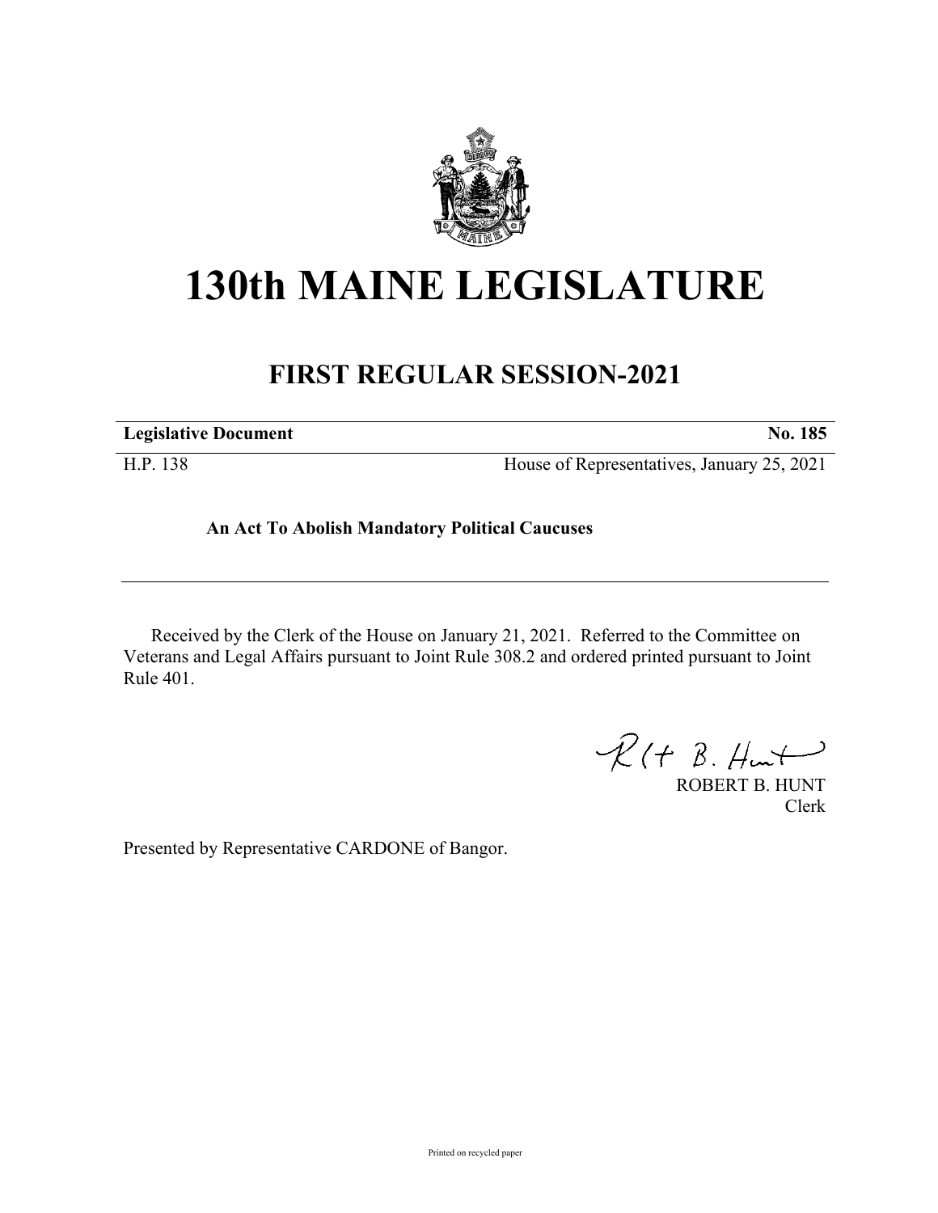# 130th MAINE LEGISLATURE

## FIRST REGULAR SESSION-2021

| **Legislative Document** | **No. 185** |
| --- | --- |
| H.P. 138 | House of Representatives, January 25, 2021 |

**An Act To Abolish Mandatory Political Caucuses**

Received by the Clerk of the House on January 21, 2021. Referred to the Committee on Veterans and Legal Affairs pursuant to Joint Rule 308.2 and ordered printed pursuant to Joint Rule 401.

ROBERT B. HUNT
Clerk

Presented by Representative CARDONE of Bangor.

Printed on recycled paper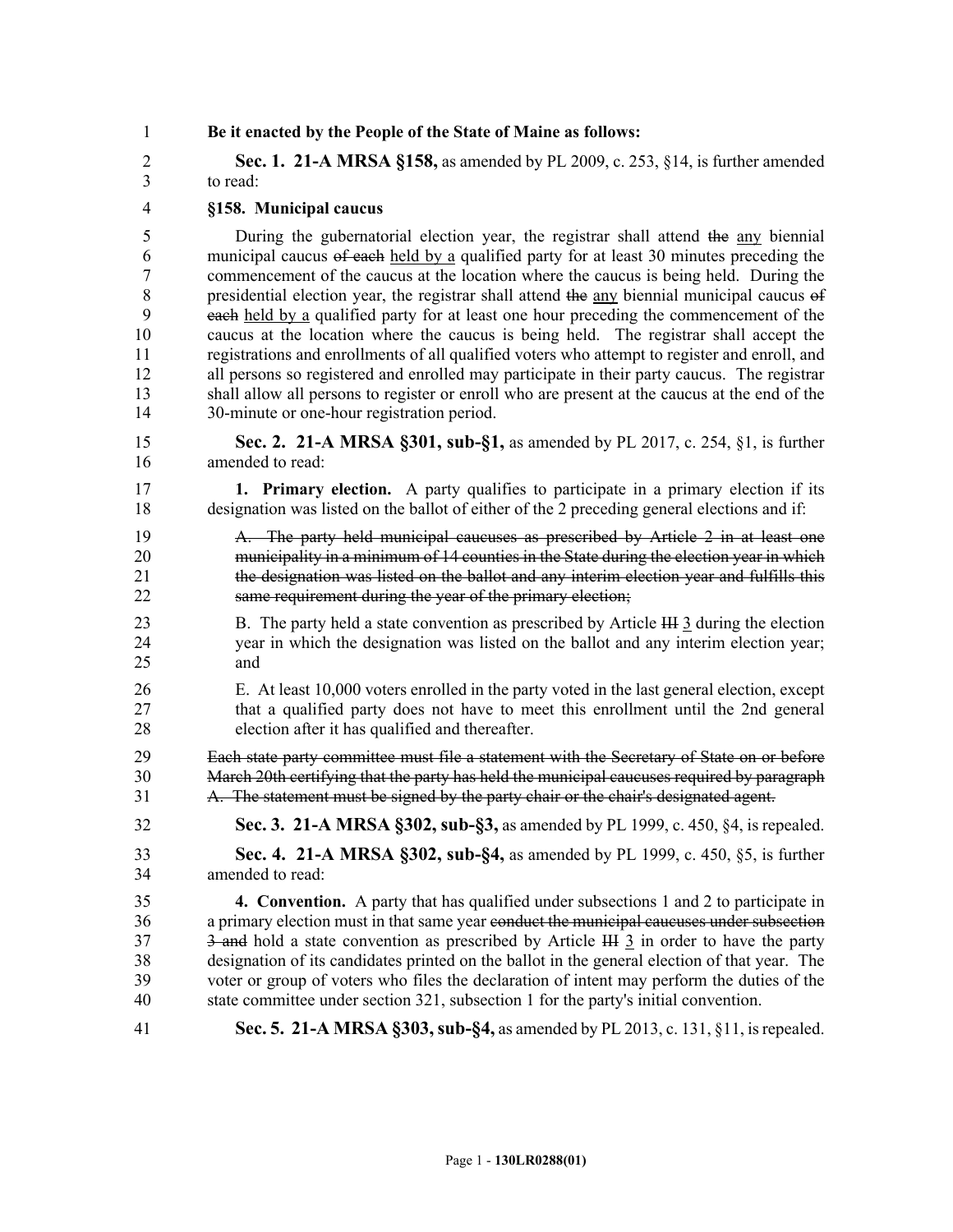**Be it enacted by the People of the State of Maine as follows:**

**Sec. 1. 21-A MRSA §158,** as amended by PL 2009, c. 253, §14, is further amended to read:

**§158. Municipal caucus**

During the gubernatorial election year, the registrar shall attend ~~the~~ any biennial municipal caucus ~~of each~~ held by a qualified party for at least 30 minutes preceding the commencement of the caucus at the location where the caucus is being held. During the presidential election year, the registrar shall attend ~~the~~ any biennial municipal caucus ~~of each~~ held by a qualified party for at least one hour preceding the commencement of the caucus at the location where the caucus is being held. The registrar shall accept the registrations and enrollments of all qualified voters who attempt to register and enroll, and all persons so registered and enrolled may participate in their party caucus. The registrar shall allow all persons to register or enroll who are present at the caucus at the end of the 30-minute or one-hour registration period.

**Sec. 2. 21-A MRSA §301, sub-§1,** as amended by PL 2017, c. 254, §1, is further amended to read:

**1. Primary election.** A party qualifies to participate in a primary election if its designation was listed on the ballot of either of the 2 preceding general elections and if:

~~A. The party held municipal caucuses as prescribed by Article 2 in at least one municipality in a minimum of 14 counties in the State during the election year in which the designation was listed on the ballot and any interim election year and fulfills this same requirement during the year of the primary election;~~

B. The party held a state convention as prescribed by Article ~~III~~ 3 during the election year in which the designation was listed on the ballot and any interim election year; and

E. At least 10,000 voters enrolled in the party voted in the last general election, except that a qualified party does not have to meet this enrollment until the 2nd general election after it has qualified and thereafter.

~~Each state party committee must file a statement with the Secretary of State on or before March 20th certifying that the party has held the municipal caucuses required by paragraph A. The statement must be signed by the party chair or the chair's designated agent.~~

**Sec. 3. 21-A MRSA §302, sub-§3,** as amended by PL 1999, c. 450, §4, is repealed.

**Sec. 4. 21-A MRSA §302, sub-§4,** as amended by PL 1999, c. 450, §5, is further amended to read:

**4. Convention.** A party that has qualified under subsections 1 and 2 to participate in a primary election must in that same year ~~conduct the municipal caucuses under subsection 3 and~~ hold a state convention as prescribed by Article ~~III~~ 3 in order to have the party designation of its candidates printed on the ballot in the general election of that year. The voter or group of voters who files the declaration of intent may perform the duties of the state committee under section 321, subsection 1 for the party's initial convention.

**Sec. 5. 21-A MRSA §303, sub-§4,** as amended by PL 2013, c. 131, §11, is repealed.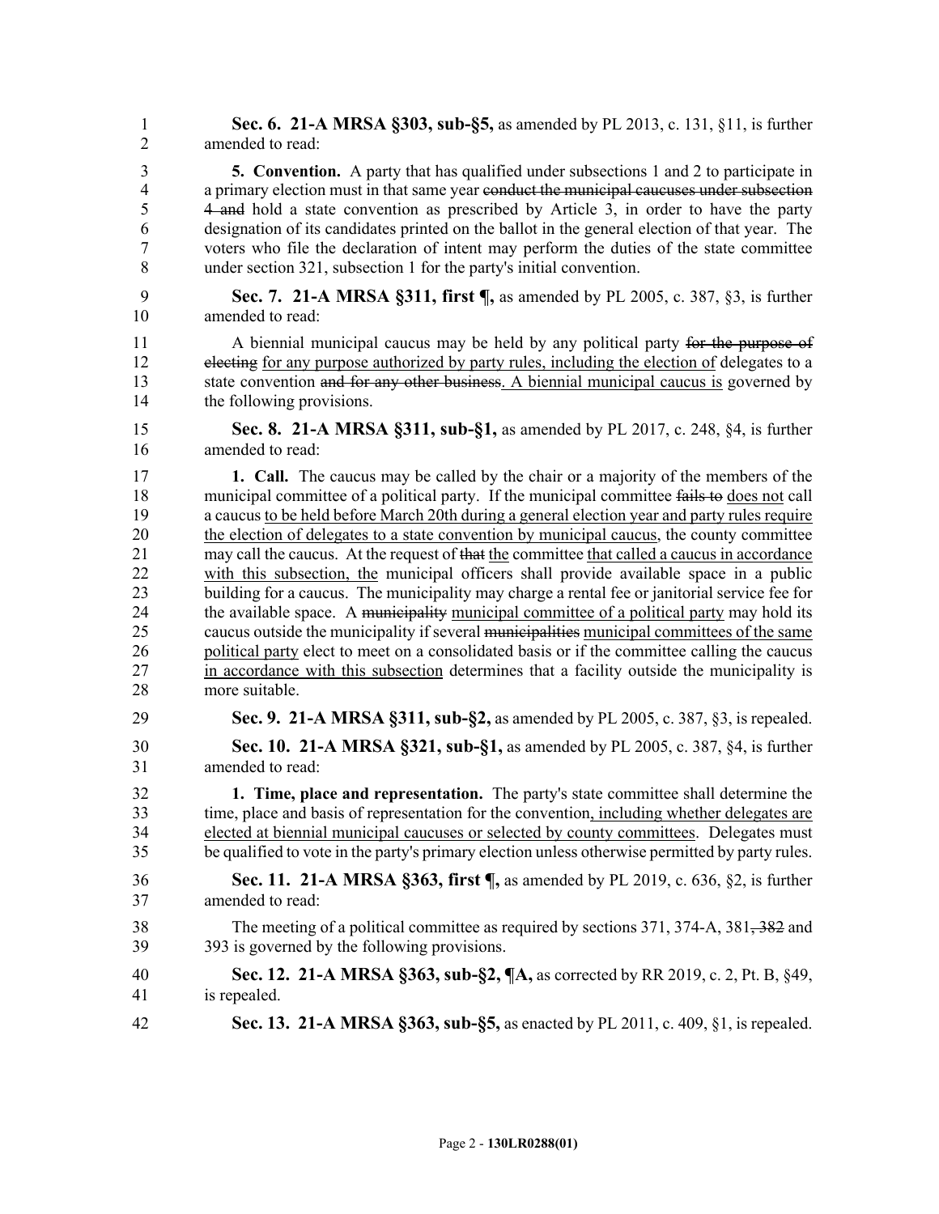**Sec. 6. 21-A MRSA §303, sub-§5,** as amended by PL 2013, c. 131, §11, is further amended to read:

**5. Convention.** A party that has qualified under subsections 1 and 2 to participate in a primary election must in that same year ~~conduct the municipal caucuses under subsection 4 and~~ hold a state convention as prescribed by Article 3, in order to have the party designation of its candidates printed on the ballot in the general election of that year. The voters who file the declaration of intent may perform the duties of the state committee under section 321, subsection 1 for the party's initial convention.

**Sec. 7. 21-A MRSA §311, first ¶,** as amended by PL 2005, c. 387, §3, is further amended to read:

A biennial municipal caucus may be held by any political party ~~for the purpose of electing~~ <u>for any purpose authorized by party rules, including the election of</u> delegates to a state convention ~~and for any other business~~<u>. A biennial municipal caucus is</u> governed by the following provisions.

**Sec. 8. 21-A MRSA §311, sub-§1,** as amended by PL 2017, c. 248, §4, is further amended to read:

**1. Call.** The caucus may be called by the chair or a majority of the members of the municipal committee of a political party. If the municipal committee ~~fails to~~ <u>does not</u> call a caucus <u>to be held before March 20th during a general election year and party rules require the election of delegates to a state convention by municipal caucus</u>, the county committee may call the caucus. At the request of ~~that~~ <u>the</u> committee <u>that called a caucus in accordance with this subsection, the</u> municipal officers shall provide available space in a public building for a caucus. The municipality may charge a rental fee or janitorial service fee for the available space. A ~~municipality~~ <u>municipal committee of a political party</u> may hold its caucus outside the municipality if several ~~municipalities~~ <u>municipal committees of the same political party</u> elect to meet on a consolidated basis or if the committee calling the caucus <u>in accordance with this subsection</u> determines that a facility outside the municipality is more suitable.

**Sec. 9. 21-A MRSA §311, sub-§2,** as amended by PL 2005, c. 387, §3, is repealed.

**Sec. 10. 21-A MRSA §321, sub-§1,** as amended by PL 2005, c. 387, §4, is further amended to read:

**1. Time, place and representation.** The party's state committee shall determine the time, place and basis of representation for the convention<u>, including whether delegates are elected at biennial municipal caucuses or selected by county committees</u>. Delegates must be qualified to vote in the party's primary election unless otherwise permitted by party rules.

**Sec. 11. 21-A MRSA §363, first ¶,** as amended by PL 2019, c. 636, §2, is further amended to read:

The meeting of a political committee as required by sections 371, 374-A, 381~~, 382~~ and 393 is governed by the following provisions.

**Sec. 12. 21-A MRSA §363, sub-§2, ¶A,** as corrected by RR 2019, c. 2, Pt. B, §49, is repealed.

**Sec. 13. 21-A MRSA §363, sub-§5,** as enacted by PL 2011, c. 409, §1, is repealed.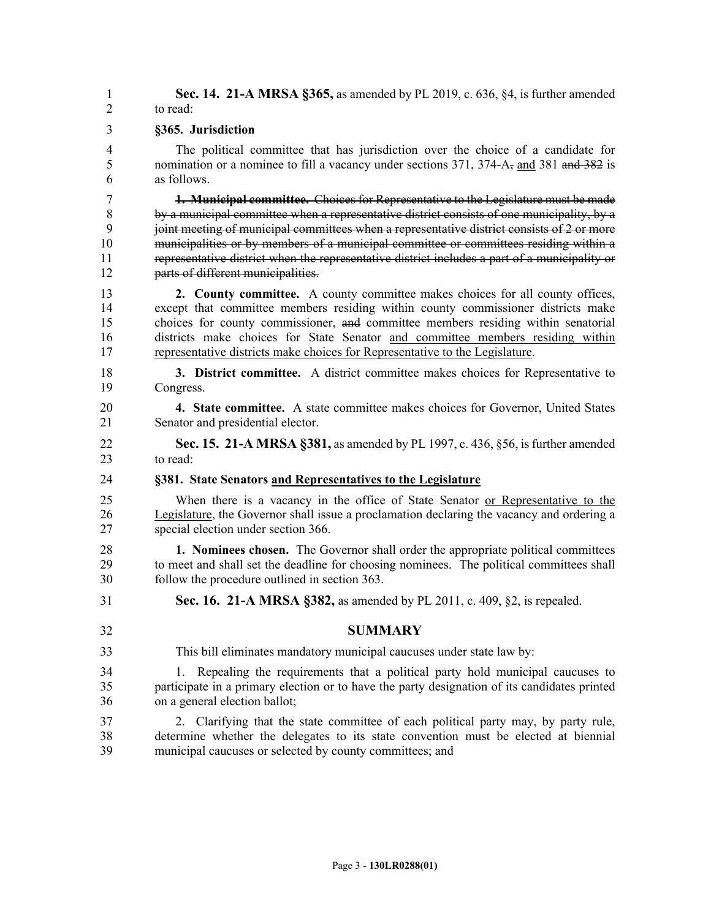**Sec. 14. 21-A MRSA §365,** as amended by PL 2019, c. 636, §4, is further amended to read:

**§365. Jurisdiction**

The political committee that has jurisdiction over the choice of a candidate for nomination or a nominee to fill a vacancy under sections 371, 374-A~~,~~ and 381 ~~and 382~~ is as follows.

~~**1. Municipal committee.** Choices for Representative to the Legislature must be made by a municipal committee when a representative district consists of one municipality, by a joint meeting of municipal committees when a representative district consists of 2 or more municipalities or by members of a municipal committee or committees residing within a representative district when the representative district includes a part of a municipality or parts of different municipalities.~~

**2. County committee.** A county committee makes choices for all county offices, except that committee members residing within county commissioner districts make choices for county commissioner, ~~and~~ committee members residing within senatorial districts make choices for State Senator and committee members residing within representative districts make choices for Representative to the Legislature.

**3. District committee.** A district committee makes choices for Representative to Congress.

**4. State committee.** A state committee makes choices for Governor, United States Senator and presidential elector.

**Sec. 15. 21-A MRSA §381,** as amended by PL 1997, c. 436, §56, is further amended to read:

**§381. State Senators and Representatives to the Legislature**

When there is a vacancy in the office of State Senator or Representative to the Legislature, the Governor shall issue a proclamation declaring the vacancy and ordering a special election under section 366.

**1. Nominees chosen.** The Governor shall order the appropriate political committees to meet and shall set the deadline for choosing nominees. The political committees shall follow the procedure outlined in section 363.

**Sec. 16. 21-A MRSA §382,** as amended by PL 2011, c. 409, §2, is repealed.

## SUMMARY

This bill eliminates mandatory municipal caucuses under state law by:

1. Repealing the requirements that a political party hold municipal caucuses to participate in a primary election or to have the party designation of its candidates printed on a general election ballot;

2. Clarifying that the state committee of each political party may, by party rule, determine whether the delegates to its state convention must be elected at biennial municipal caucuses or selected by county committees; and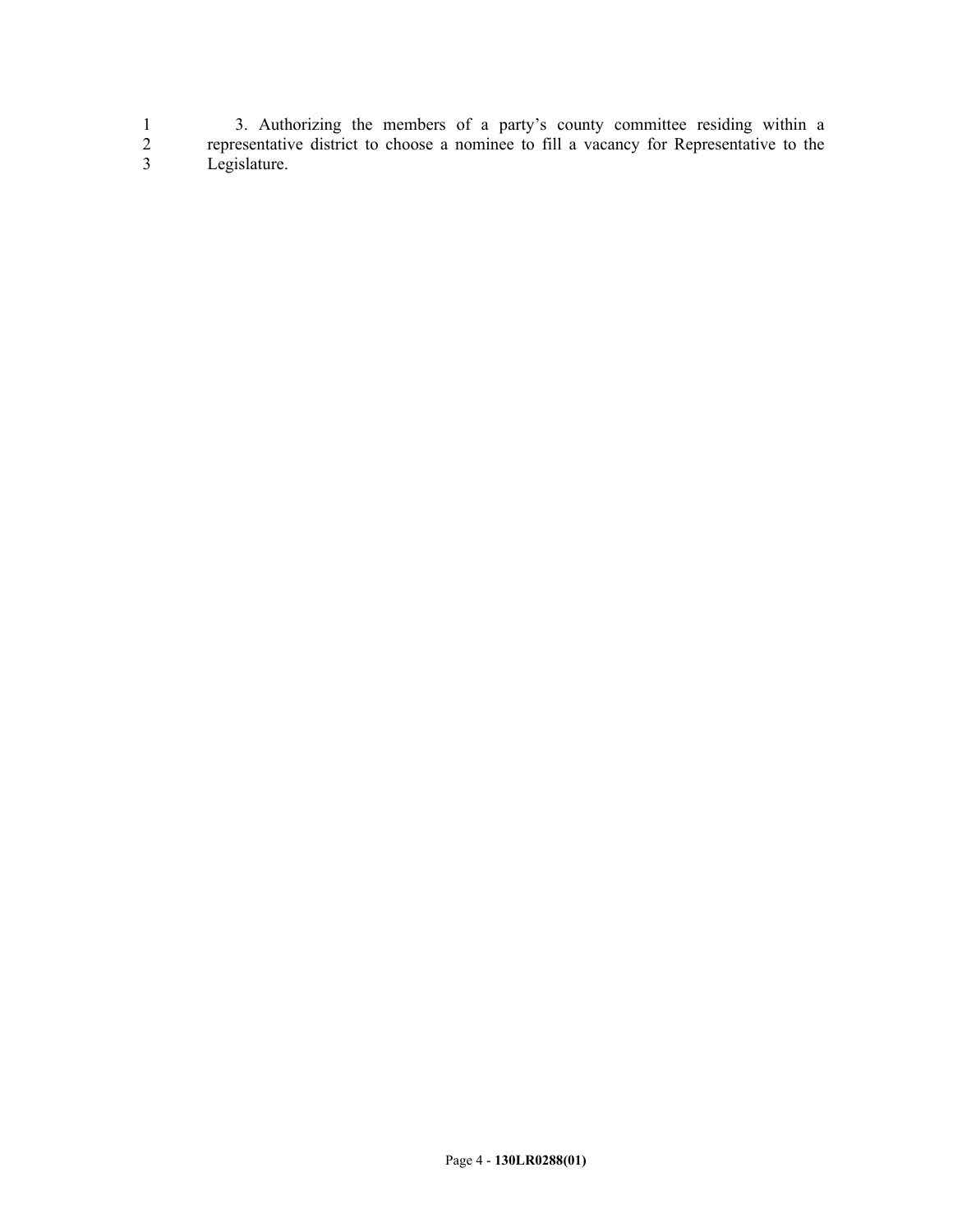3. Authorizing the members of a party's county committee residing within a representative district to choose a nominee to fill a vacancy for Representative to the Legislature.